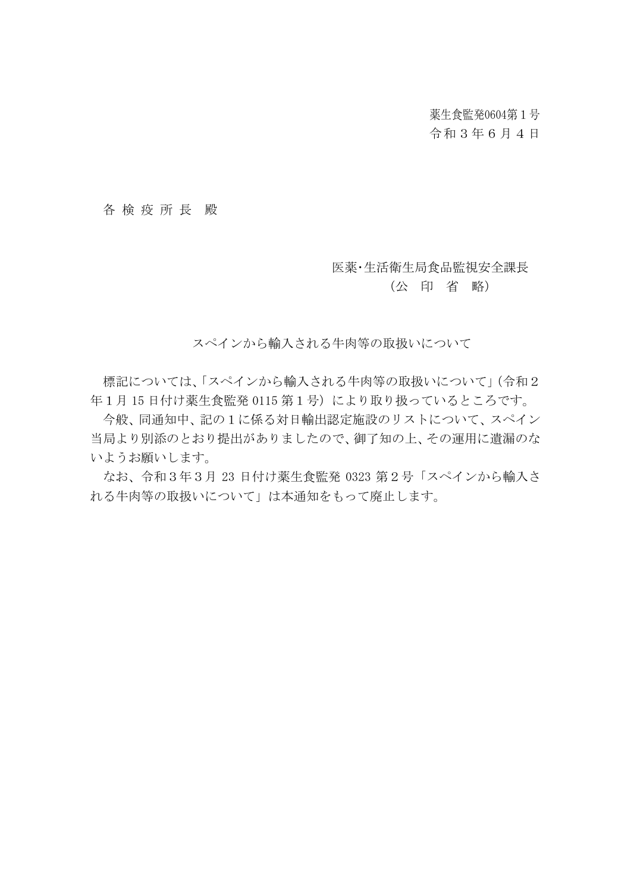薬生食監発0604第１号
令和３年６月４日

各 検 疫 所 長　殿

医薬･生活衛生局食品監視安全課長
（公　印　省　略）

スペインから輸入される牛肉等の取扱いについて

標記については、「スペインから輸入される牛肉等の取扱いについて」（令和２年１月 15 日付け薬生食監発 0115 第１号）により取り扱っているところです。

今般、同通知中、記の１に係る対日輸出認定施設のリストについて、スペイン当局より別添のとおり提出がありましたので、御了知の上、その運用に遺漏のないようお願いします。

なお、令和３年３月 23 日付け薬生食監発 0323 第２号「スペインから輸入される牛肉等の取扱いについて」は本通知をもって廃止します。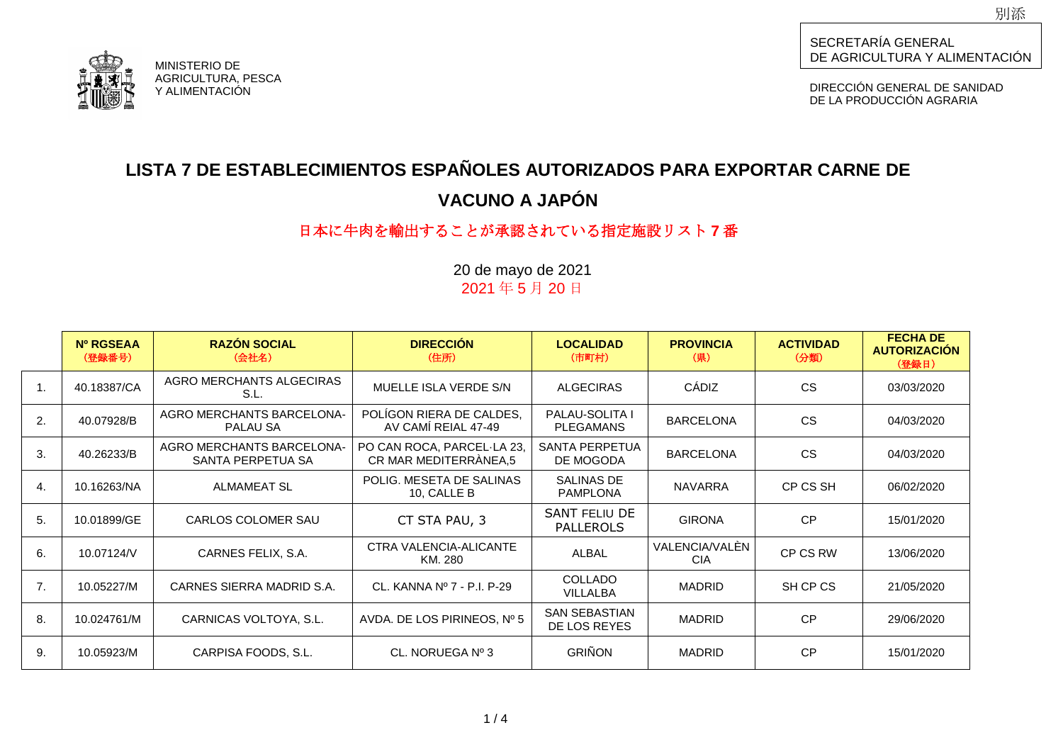別添

SECRETARÍA GENERAL
DE AGRICULTURA Y ALIMENTACIÓN

MINISTERIO DE
AGRICULTURA, PESCA
Y ALIMENTACIÓN

DIRECCIÓN GENERAL DE SANIDAD
DE LA PRODUCCIÓN AGRARIA

# LISTA 7 DE ESTABLECIMIENTOS ESPAÑOLES AUTORIZADOS PARA EXPORTAR CARNE DE VACUNO A JAPÓN

## 日本に牛肉を輸出することが承認されている指定施設リスト7番

20 de mayo de 2021
2021年5月20日

| | Nº RGSEAA (登録番号) | RAZÓN SOCIAL (会社名) | DIRECCIÓN (住所) | LOCALIDAD (市町村) | PROVINCIA (県) | ACTIVIDAD (分類) | FECHA DE AUTORIZACIÓN (登録日) |
|---|---|---|---|---|---|---|---|
| 1. | 40.18387/CA | AGRO MERCHANTS ALGECIRAS S.L. | MUELLE ISLA VERDE S/N | ALGECIRAS | CÁDIZ | CS | 03/03/2020 |
| 2. | 40.07928/B | AGRO MERCHANTS BARCELONA-PALAU SA | POLÍGON RIERA DE CALDES, AV CAMÍ REIAL 47-49 | PALAU-SOLITA I PLEGAMANS | BARCELONA | CS | 04/03/2020 |
| 3. | 40.26233/B | AGRO MERCHANTS BARCELONA-SANTA PERPETUA SA | PO CAN ROCA, PARCEL·LA 23, CR MAR MEDITERRÀNEA,5 | SANTA PERPETUA DE MOGODA | BARCELONA | CS | 04/03/2020 |
| 4. | 10.16263/NA | ALMAMEAT SL | POLIG. MESETA DE SALINAS 10, CALLE B | SALINAS DE PAMPLONA | NAVARRA | CP CS SH | 06/02/2020 |
| 5. | 10.01899/GE | CARLOS COLOMER SAU | CT STA PAU, 3 | SANT FELIU DE PALLEROLS | GIRONA | CP | 15/01/2020 |
| 6. | 10.07124/V | CARNES FELIX, S.A. | CTRA VALENCIA-ALICANTE KM. 280 | ALBAL | VALENCIA/VALÈNCIA | CP CS RW | 13/06/2020 |
| 7. | 10.05227/M | CARNES SIERRA MADRID S.A. | CL. KANNA Nº 7 - P.I. P-29 | COLLADO VILLALBA | MADRID | SH CP CS | 21/05/2020 |
| 8. | 10.024761/M | CARNICAS VOLTOYA, S.L. | AVDA. DE LOS PIRINEOS, Nº 5 | SAN SEBASTIAN DE LOS REYES | MADRID | CP | 29/06/2020 |
| 9. | 10.05923/M | CARPISA FOODS, S.L. | CL. NORUEGA Nº 3 | GRIÑON | MADRID | CP | 15/01/2020 |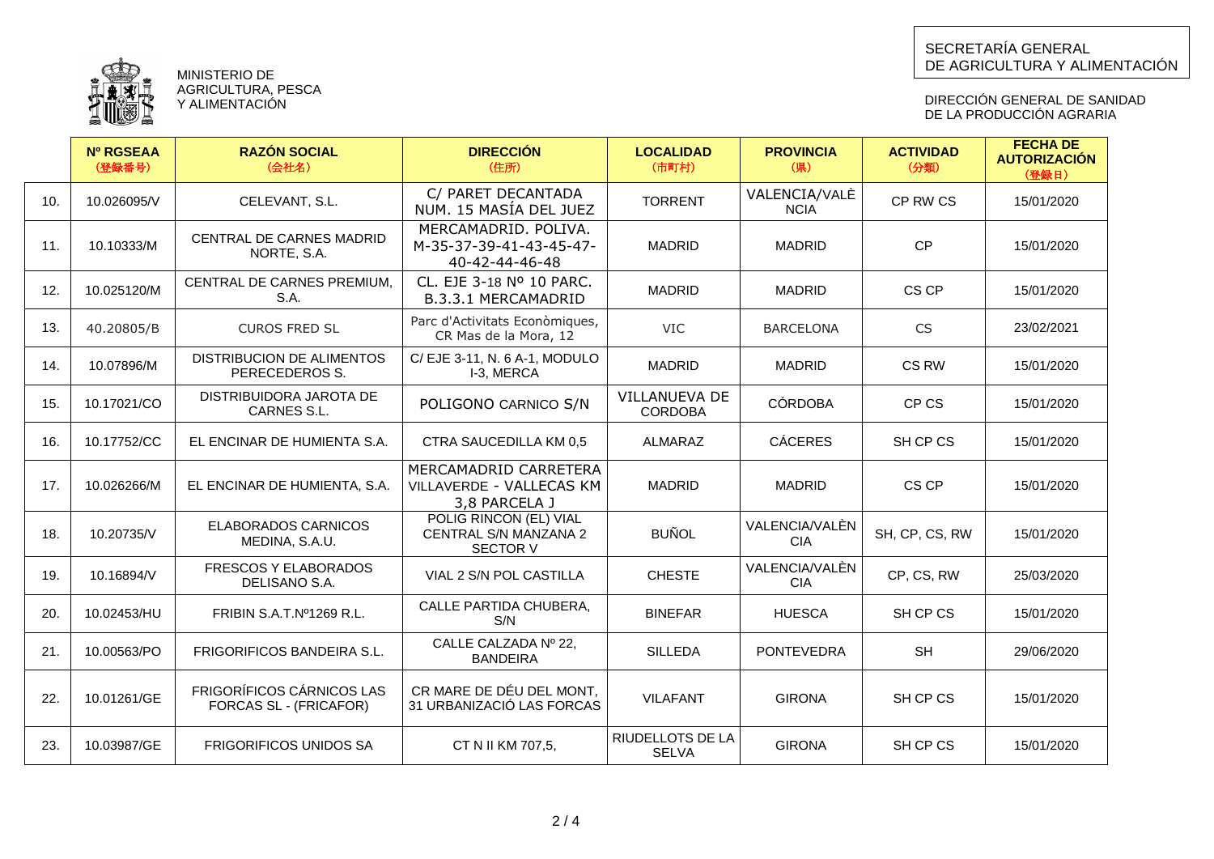MINISTERIO DE AGRICULTURA, PESCA Y ALIMENTACIÓN

SECRETARÍA GENERAL DE AGRICULTURA Y ALIMENTACIÓN

DIRECCIÓN GENERAL DE SANIDAD DE LA PRODUCCIÓN AGRARIA

| | Nº RGSEAA (登録番号) | RAZÓN SOCIAL (会社名) | DIRECCIÓN (住所) | LOCALIDAD (市町村) | PROVINCIA (県) | ACTIVIDAD (分類) | FECHA DE AUTORIZACIÓN (登録日) |
|---|---|---|---|---|---|---|---|
| 10. | 10.026095/V | CELEVANT, S.L. | C/ PARET DECANTADA NUM. 15 MASÍA DEL JUEZ | TORRENT | VALENCIA/VALÈNCIA | CP RW CS | 15/01/2020 |
| 11. | 10.10333/M | CENTRAL DE CARNES MADRID NORTE, S.A. | MERCAMADRID. POLIVA. M-35-37-39-41-43-45-47-40-42-44-46-48 | MADRID | MADRID | CP | 15/01/2020 |
| 12. | 10.025120/M | CENTRAL DE CARNES PREMIUM, S.A. | CL. EJE 3-18 Nº 10 PARC. B.3.3.1 MERCAMADRID | MADRID | MADRID | CS CP | 15/01/2020 |
| 13. | 40.20805/B | CUROS FRED SL | Parc d'Activitats Econòmiques, CR Mas de la Mora, 12 | VIC | BARCELONA | CS | 23/02/2021 |
| 14. | 10.07896/M | DISTRIBUCION DE ALIMENTOS PERECEDEROS S. | C/ EJE 3-11, N. 6 A-1, MODULO I-3, MERCA | MADRID | MADRID | CS RW | 15/01/2020 |
| 15. | 10.17021/CO | DISTRIBUIDORA JAROTA DE CARNES S.L. | POLIGONO CARNICO S/N | VILLANUEVA DE CORDOBA | CÓRDOBA | CP CS | 15/01/2020 |
| 16. | 10.17752/CC | EL ENCINAR DE HUMIENTA S.A. | CTRA SAUCEDILLA KM 0,5 | ALMARAZ | CÁCERES | SH CP CS | 15/01/2020 |
| 17. | 10.026266/M | EL ENCINAR DE HUMIENTA, S.A. | MERCAMADRID CARRETERA VILLAVERDE - VALLECAS KM 3,8 PARCELA J | MADRID | MADRID | CS CP | 15/01/2020 |
| 18. | 10.20735/V | ELABORADOS CARNICOS MEDINA, S.A.U. | POLIG RINCON (EL) VIAL CENTRAL S/N MANZANA 2 SECTOR V | BUÑOL | VALENCIA/VALÈNCIA | SH, CP, CS, RW | 15/01/2020 |
| 19. | 10.16894/V | FRESCOS Y ELABORADOS DELISANO S.A. | VIAL 2 S/N POL CASTILLA | CHESTE | VALENCIA/VALÈNCIA | CP, CS, RW | 25/03/2020 |
| 20. | 10.02453/HU | FRIBIN S.A.T.Nº1269 R.L. | CALLE PARTIDA CHUBERA, S/N | BINEFAR | HUESCA | SH CP CS | 15/01/2020 |
| 21. | 10.00563/PO | FRIGORIFICOS BANDEIRA S.L. | CALLE CALZADA Nº 22, BANDEIRA | SILLEDA | PONTEVEDRA | SH | 29/06/2020 |
| 22. | 10.01261/GE | FRIGORÍFICOS CÁRNICOS LAS FORCAS SL - (FRICAFOR) | CR MARE DE DÉU DEL MONT, 31 URBANIZACIÓ LAS FORCAS | VILAFANT | GIRONA | SH CP CS | 15/01/2020 |
| 23. | 10.03987/GE | FRIGORIFICOS UNIDOS SA | CT N II KM 707,5, | RIUDELLOTS DE LA SELVA | GIRONA | SH CP CS | 15/01/2020 |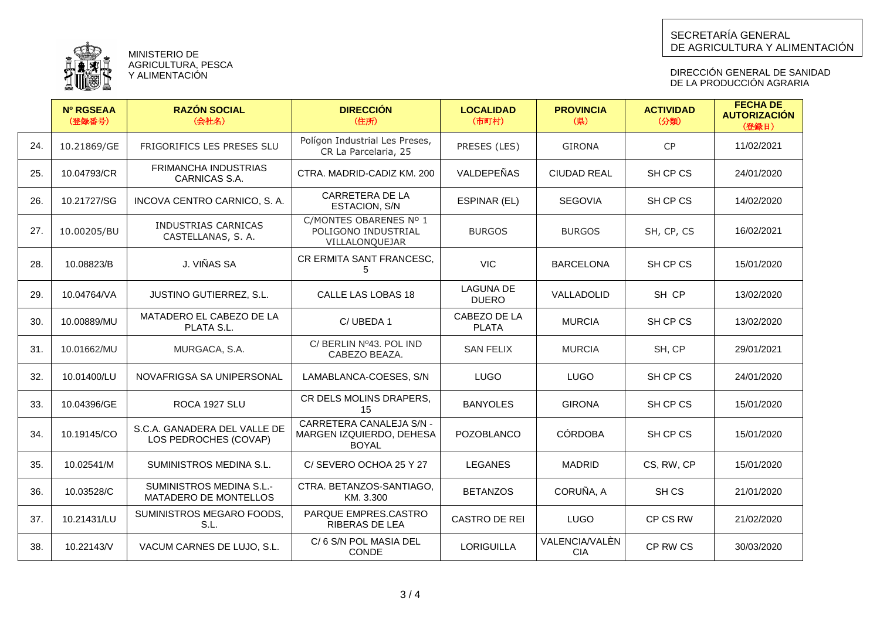MINISTERIO DE AGRICULTURA, PESCA Y ALIMENTACIÓN

SECRETARÍA GENERAL DE AGRICULTURA Y ALIMENTACIÓN

DIRECCIÓN GENERAL DE SANIDAD DE LA PRODUCCIÓN AGRARIA

| | Nº RGSEAA (登録番号) | RAZÓN SOCIAL (会社名) | DIRECCIÓN (住所) | LOCALIDAD (市町村) | PROVINCIA (県) | ACTIVIDAD (分類) | FECHA DE AUTORIZACIÓN (登録日) |
|---|---|---|---|---|---|---|---|
| 24. | 10.21869/GE | FRIGORIFICS LES PRESES SLU | Polígon Industrial Les Preses, CR La Parcelaria, 25 | PRESES (LES) | GIRONA | CP | 11/02/2021 |
| 25. | 10.04793/CR | FRIMANCHA INDUSTRIAS CARNICAS S.A. | CTRA. MADRID-CADIZ KM. 200 | VALDEPEÑAS | CIUDAD REAL | SH CP CS | 24/01/2020 |
| 26. | 10.21727/SG | INCOVA CENTRO CARNICO, S. A. | CARRETERA DE LA ESTACION, S/N | ESPINAR (EL) | SEGOVIA | SH CP CS | 14/02/2020 |
| 27. | 10.00205/BU | INDUSTRIAS CARNICAS CASTELLANAS, S. A. | C/MONTES OBARENES Nº 1 POLIGONO INDUSTRIAL VILLALONQUEJAR | BURGOS | BURGOS | SH, CP, CS | 16/02/2021 |
| 28. | 10.08823/B | J. VIÑAS SA | CR ERMITA SANT FRANCESC, 5 | VIC | BARCELONA | SH CP CS | 15/01/2020 |
| 29. | 10.04764/VA | JUSTINO GUTIERREZ, S.L. | CALLE LAS LOBAS 18 | LAGUNA DE DUERO | VALLADOLID | SH CP | 13/02/2020 |
| 30. | 10.00889/MU | MATADERO EL CABEZO DE LA PLATA S.L. | C/ UBEDA 1 | CABEZO DE LA PLATA | MURCIA | SH CP CS | 13/02/2020 |
| 31. | 10.01662/MU | MURGACA, S.A. | C/ BERLIN Nº43. POL IND CABEZO BEAZA. | SAN FELIX | MURCIA | SH, CP | 29/01/2021 |
| 32. | 10.01400/LU | NOVAFRIGSA SA UNIPERSONAL | LAMABLANCA-COESES, S/N | LUGO | LUGO | SH CP CS | 24/01/2020 |
| 33. | 10.04396/GE | ROCA 1927 SLU | CR DELS MOLINS DRAPERS, 15 | BANYOLES | GIRONA | SH CP CS | 15/01/2020 |
| 34. | 10.19145/CO | S.C.A. GANADERA DEL VALLE DE LOS PEDROCHES (COVAP) | CARRETERA CANALEJA S/N - MARGEN IZQUIERDO, DEHESA BOYAL | POZOBLANCO | CÓRDOBA | SH CP CS | 15/01/2020 |
| 35. | 10.02541/M | SUMINISTROS MEDINA S.L. | C/ SEVERO OCHOA 25 Y 27 | LEGANES | MADRID | CS, RW, CP | 15/01/2020 |
| 36. | 10.03528/C | SUMINISTROS MEDINA S.L.- MATADERO DE MONTELLOS | CTRA. BETANZOS-SANTIAGO, KM. 3.300 | BETANZOS | CORUÑA, A | SH CS | 21/01/2020 |
| 37. | 10.21431/LU | SUMINISTROS MEGARO FOODS, S.L. | PARQUE EMPRES.CASTRO RIBERAS DE LEA | CASTRO DE REI | LUGO | CP CS RW | 21/02/2020 |
| 38. | 10.22143/V | VACUM CARNES DE LUJO, S.L. | C/ 6 S/N POL MASIA DEL CONDE | LORIGUILLA | VALENCIA/VALÈNCIA | CP RW CS | 30/03/2020 |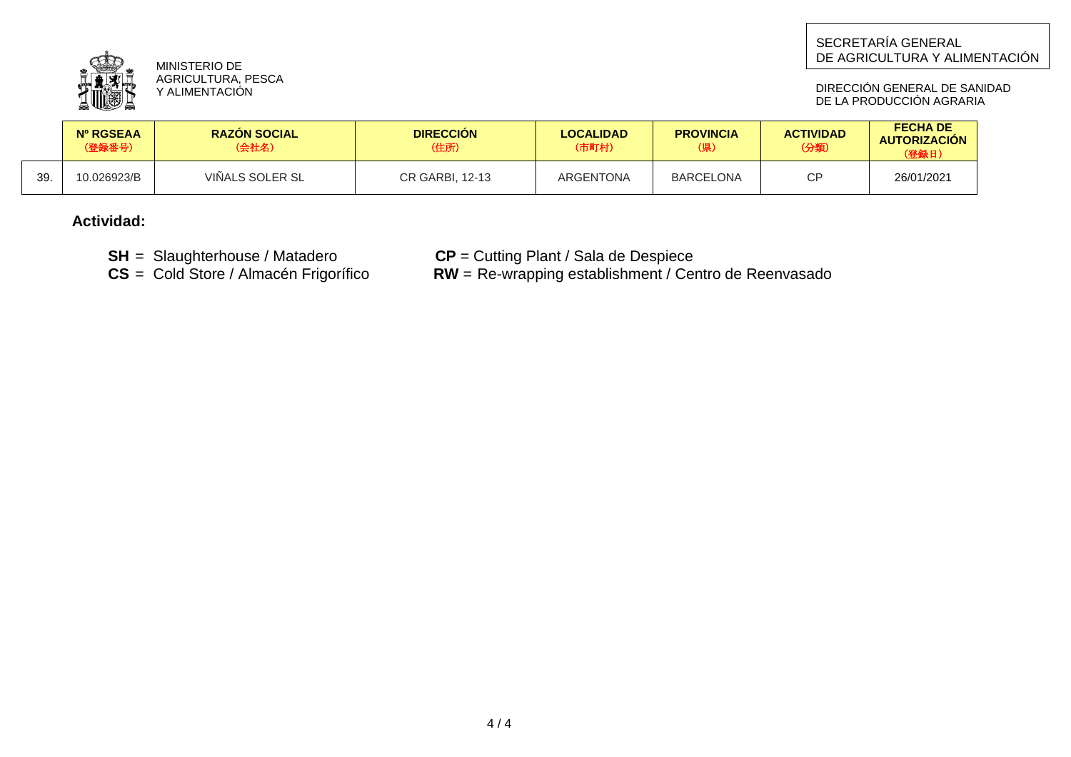MINISTERIO DE AGRICULTURA, PESCA Y ALIMENTACIÓN

SECRETARÍA GENERAL DE AGRICULTURA Y ALIMENTACIÓN

DIRECCIÓN GENERAL DE SANIDAD DE LA PRODUCCIÓN AGRARIA

| | Nº RGSEAA (登録番号) | RAZÓN SOCIAL (会社名) | DIRECCIÓN (住所) | LOCALIDAD (市町村) | PROVINCIA (県) | ACTIVIDAD (分類) | FECHA DE AUTORIZACIÓN (登録日) |
|---|---|---|---|---|---|---|---|
| 39. | 10.026923/B | VIÑALS SOLER SL | CR GARBI, 12-13 | ARGENTONA | BARCELONA | CP | 26/01/2021 |

**Actividad:**

**SH** = Slaughterhouse / Matadero

**CP** = Cutting Plant / Sala de Despiece

**CS** = Cold Store / Almacén Frigorífico

**RW** = Re-wrapping establishment / Centro de Reenvasado